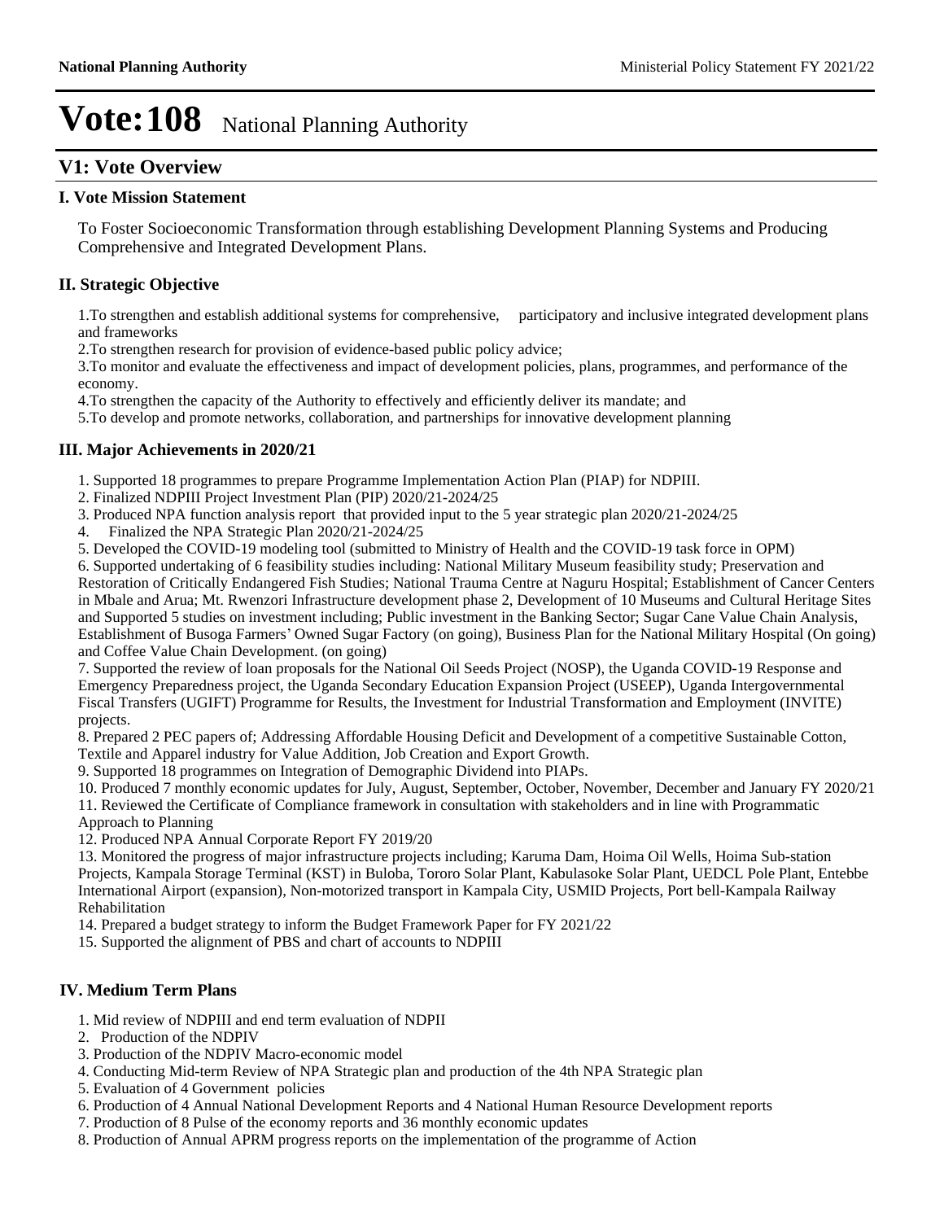# Vote:108 National Planning Authority

## V1: Vote Overview

### I. Vote Mission Statement

To Foster Socioeconomic Transformation through establishing Development Planning Systems and Producing Comprehensive and Integrated Development Plans.

### II. Strategic Objective

1.To strengthen and establish additional systems for comprehensive, participatory and inclusive integrated development plans and frameworks
2.To strengthen research for provision of evidence-based public policy advice;
3.To monitor and evaluate the effectiveness and impact of development policies, plans, programmes, and performance of the economy.
4.To strengthen the capacity of the Authority to effectively and efficiently deliver its mandate; and
5.To develop and promote networks, collaboration, and partnerships for innovative development planning

### III. Major Achievements in 2020/21

1. Supported 18 programmes to prepare Programme Implementation Action Plan (PIAP) for NDPIII.
2. Finalized NDPIII Project Investment Plan (PIP) 2020/21-2024/25
3. Produced NPA function analysis report that provided input to the 5 year strategic plan 2020/21-2024/25
4. Finalized the NPA Strategic Plan 2020/21-2024/25
5. Developed the COVID-19 modeling tool (submitted to Ministry of Health and the COVID-19 task force in OPM)
6. Supported undertaking of 6 feasibility studies including: National Military Museum feasibility study; Preservation and Restoration of Critically Endangered Fish Studies; National Trauma Centre at Naguru Hospital; Establishment of Cancer Centers in Mbale and Arua; Mt. Rwenzori Infrastructure development phase 2, Development of 10 Museums and Cultural Heritage Sites and Supported 5 studies on investment including; Public investment in the Banking Sector; Sugar Cane Value Chain Analysis, Establishment of Busoga Farmers' Owned Sugar Factory (on going), Business Plan for the National Military Hospital (On going) and Coffee Value Chain Development. (on going)
7. Supported the review of loan proposals for the National Oil Seeds Project (NOSP), the Uganda COVID-19 Response and Emergency Preparedness project, the Uganda Secondary Education Expansion Project (USEEP), Uganda Intergovernmental Fiscal Transfers (UGIFT) Programme for Results, the Investment for Industrial Transformation and Employment (INVITE) projects.
8. Prepared 2 PEC papers of; Addressing Affordable Housing Deficit and Development of a competitive Sustainable Cotton, Textile and Apparel industry for Value Addition, Job Creation and Export Growth.
9. Supported 18 programmes on Integration of Demographic Dividend into PIAPs.
10. Produced 7 monthly economic updates for July, August, September, October, November, December and January FY 2020/21
11. Reviewed the Certificate of Compliance framework in consultation with stakeholders and in line with Programmatic Approach to Planning
12. Produced NPA Annual Corporate Report FY 2019/20
13. Monitored the progress of major infrastructure projects including; Karuma Dam, Hoima Oil Wells, Hoima Sub-station Projects, Kampala Storage Terminal (KST) in Buloba, Tororo Solar Plant, Kabulasoke Solar Plant, UEDCL Pole Plant, Entebbe International Airport (expansion), Non-motorized transport in Kampala City, USMID Projects, Port bell-Kampala Railway Rehabilitation
14. Prepared a budget strategy to inform the Budget Framework Paper for FY 2021/22
15. Supported the alignment of PBS and chart of accounts to NDPIII

### IV. Medium Term Plans

1. Mid review of NDPIII and end term evaluation of NDPII
2. Production of the NDPIV
3. Production of the NDPIV Macro-economic model
4. Conducting Mid-term Review of NPA Strategic plan and production of the 4th NPA Strategic plan
5. Evaluation of 4 Government policies
6. Production of 4 Annual National Development Reports and 4 National Human Resource Development reports
7. Production of 8 Pulse of the economy reports and 36 monthly economic updates
8. Production of Annual APRM progress reports on the implementation of the programme of Action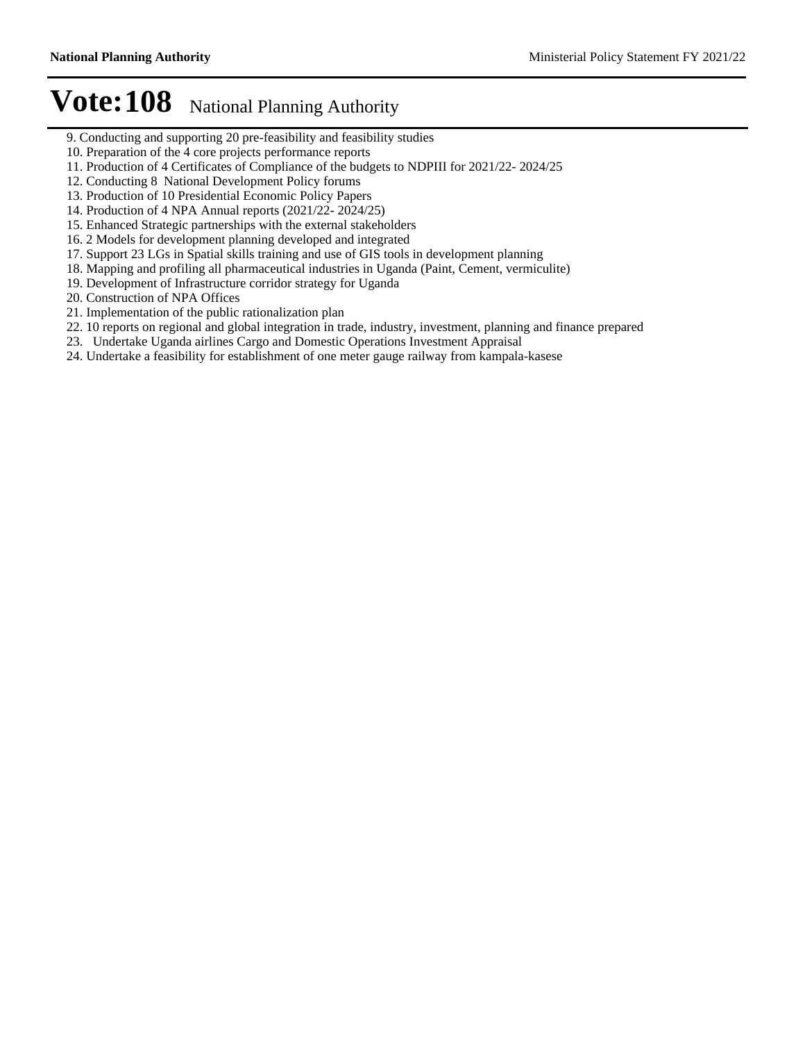# Vote:108 National Planning Authority

9. Conducting and supporting 20 pre-feasibility and feasibility studies
10. Preparation of the 4 core projects performance reports
11. Production of 4 Certificates of Compliance of the budgets to NDPIII for 2021/22- 2024/25
12. Conducting 8 National Development Policy forums
13. Production of 10 Presidential Economic Policy Papers
14. Production of 4 NPA Annual reports (2021/22- 2024/25)
15. Enhanced Strategic partnerships with the external stakeholders
16. 2 Models for development planning developed and integrated
17. Support 23 LGs in Spatial skills training and use of GIS tools in development planning
18. Mapping and profiling all pharmaceutical industries in Uganda (Paint, Cement, vermiculite)
19. Development of Infrastructure corridor strategy for Uganda
20. Construction of NPA Offices
21. Implementation of the public rationalization plan
22. 10 reports on regional and global integration in trade, industry, investment, planning and finance prepared
23. Undertake Uganda airlines Cargo and Domestic Operations Investment Appraisal
24. Undertake a feasibility for establishment of one meter gauge railway from kampala-kasese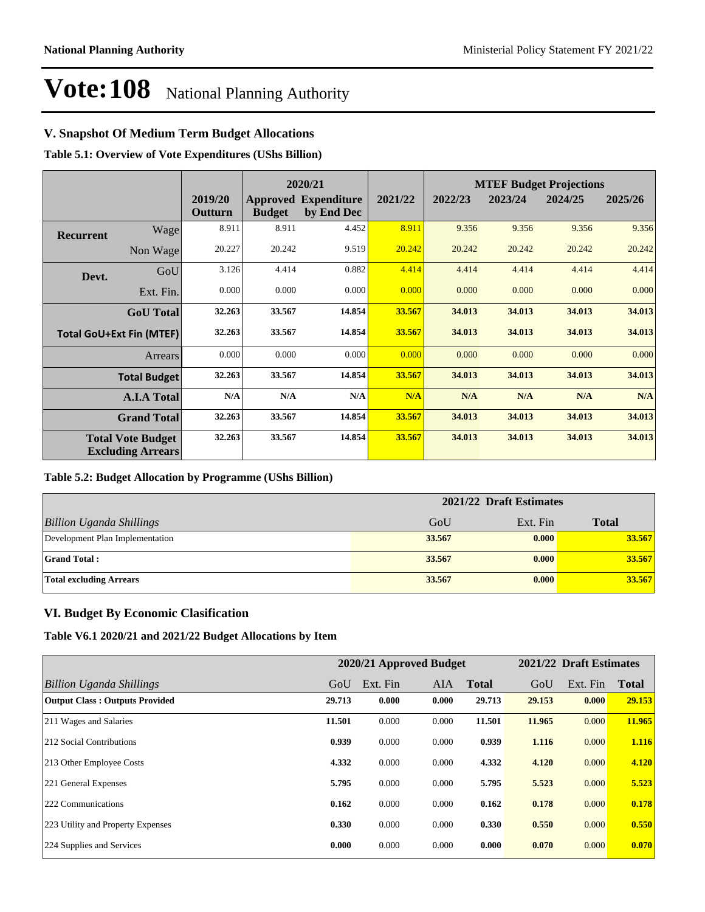# Vote:108 National Planning Authority

## V. Snapshot Of Medium Term Budget Allocations

**Table 5.1: Overview of Vote Expenditures (UShs Billion)**

| | | | 2020/21 | | | MTEF Budget Projections | | | |
|---|---|---|---|---|---|---|---|---|---|
| | | 2019/20 Outturn | Approved Budget | Expenditure by End Dec | 2021/22 | 2022/23 | 2023/24 | 2024/25 | 2025/26 |
| **Recurrent** | Wage | 8.911 | 8.911 | 4.452 | 8.911 | 9.356 | 9.356 | 9.356 | 9.356 |
| | Non Wage | 20.227 | 20.242 | 9.519 | 20.242 | 20.242 | 20.242 | 20.242 | 20.242 |
| **Devt.** | GoU | 3.126 | 4.414 | 0.882 | 4.414 | 4.414 | 4.414 | 4.414 | 4.414 |
| | Ext. Fin. | 0.000 | 0.000 | 0.000 | 0.000 | 0.000 | 0.000 | 0.000 | 0.000 |
| | **GoU Total** | **32.263** | **33.567** | **14.854** | **33.567** | **34.013** | **34.013** | **34.013** | **34.013** |
| **Total GoU+Ext Fin (MTEF)** | | **32.263** | **33.567** | **14.854** | **33.567** | **34.013** | **34.013** | **34.013** | **34.013** |
| | Arrears | 0.000 | 0.000 | 0.000 | 0.000 | 0.000 | 0.000 | 0.000 | 0.000 |
| | **Total Budget** | **32.263** | **33.567** | **14.854** | **33.567** | **34.013** | **34.013** | **34.013** | **34.013** |
| | **A.I.A Total** | **N/A** | **N/A** | **N/A** | **N/A** | **N/A** | **N/A** | **N/A** | **N/A** |
| | **Grand Total** | **32.263** | **33.567** | **14.854** | **33.567** | **34.013** | **34.013** | **34.013** | **34.013** |
| **Total Vote Budget Excluding Arrears** | | **32.263** | **33.567** | **14.854** | **33.567** | **34.013** | **34.013** | **34.013** | **34.013** |

**Table 5.2: Budget Allocation by Programme (UShs Billion)**

| | 2021/22 Draft Estimates | | |
|---|---|---|---|
| *Billion Uganda Shillings* | GoU | Ext. Fin | **Total** |
| Development Plan Implementation | **33.567** | **0.000** | **33.567** |
| **Grand Total :** | **33.567** | **0.000** | **33.567** |
| **Total excluding Arrears** | **33.567** | **0.000** | **33.567** |

## VI. Budget By Economic Clasification

**Table V6.1 2020/21 and 2021/22 Budget Allocations by Item**

| | 2020/21 Approved Budget | | | | 2021/22 Draft Estimates | | |
|---|---|---|---|---|---|---|---|
| *Billion Uganda Shillings* | GoU | Ext. Fin | AIA | **Total** | GoU | Ext. Fin | **Total** |
| **Output Class : Outputs Provided** | **29.713** | **0.000** | **0.000** | **29.713** | **29.153** | **0.000** | **29.153** |
| 211 Wages and Salaries | **11.501** | 0.000 | 0.000 | **11.501** | **11.965** | 0.000 | **11.965** |
| 212 Social Contributions | **0.939** | 0.000 | 0.000 | **0.939** | **1.116** | 0.000 | **1.116** |
| 213 Other Employee Costs | **4.332** | 0.000 | 0.000 | **4.332** | **4.120** | 0.000 | **4.120** |
| 221 General Expenses | **5.795** | 0.000 | 0.000 | **5.795** | **5.523** | 0.000 | **5.523** |
| 222 Communications | **0.162** | 0.000 | 0.000 | **0.162** | **0.178** | 0.000 | **0.178** |
| 223 Utility and Property Expenses | **0.330** | 0.000 | 0.000 | **0.330** | **0.550** | 0.000 | **0.550** |
| 224 Supplies and Services | **0.000** | 0.000 | 0.000 | **0.000** | **0.070** | 0.000 | **0.070** |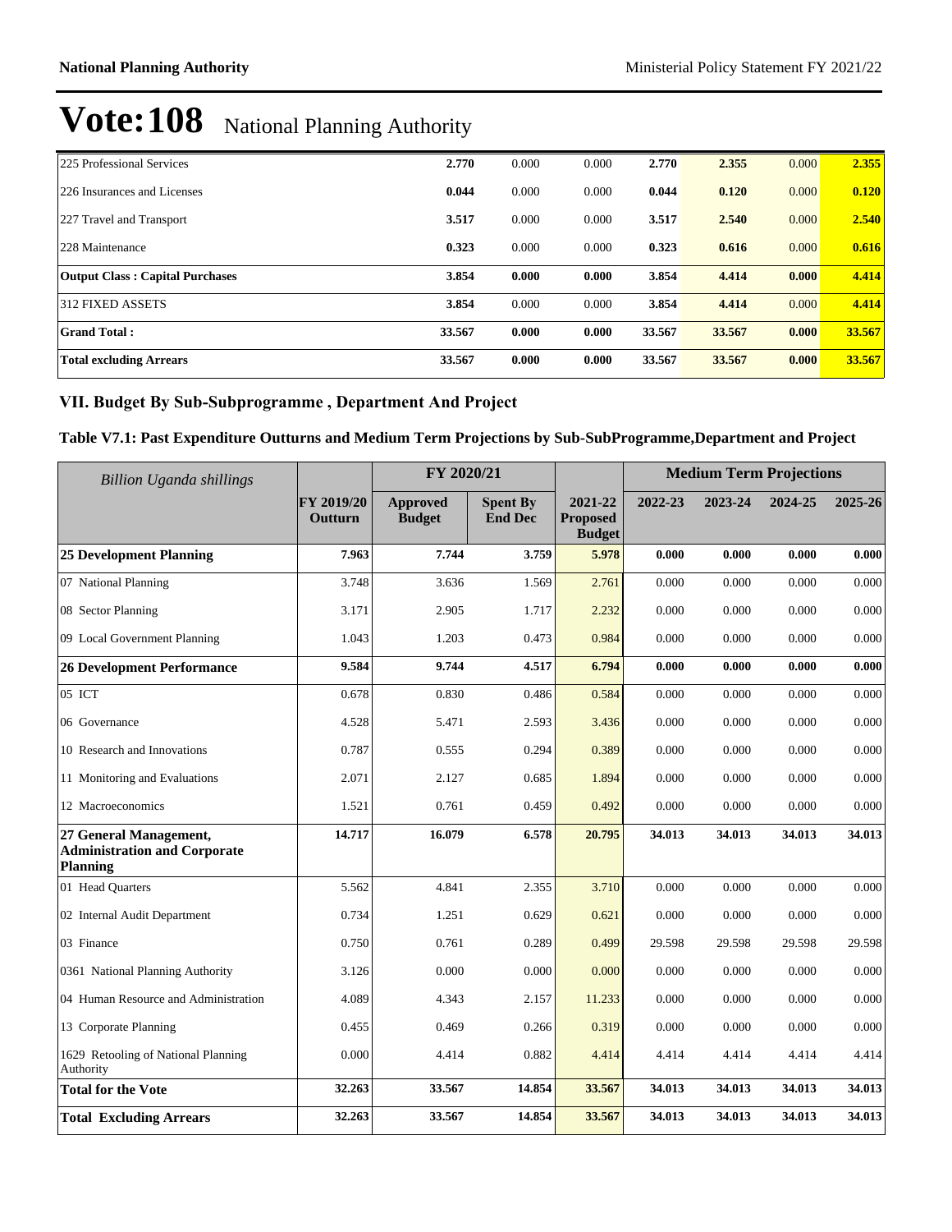# Vote:108 National Planning Authority

| | | | | | | | |
|---|---|---|---|---|---|---|---|
| 225 Professional Services | **2.770** | 0.000 | 0.000 | **2.770** | **2.355** | 0.000 | **2.355** |
| 226 Insurances and Licenses | **0.044** | 0.000 | 0.000 | **0.044** | **0.120** | 0.000 | **0.120** |
| 227 Travel and Transport | **3.517** | 0.000 | 0.000 | **3.517** | **2.540** | 0.000 | **2.540** |
| 228 Maintenance | **0.323** | 0.000 | 0.000 | **0.323** | **0.616** | 0.000 | **0.616** |
| **Output Class : Capital Purchases** | **3.854** | **0.000** | **0.000** | **3.854** | **4.414** | **0.000** | **4.414** |
| 312 FIXED ASSETS | **3.854** | 0.000 | 0.000 | **3.854** | **4.414** | 0.000 | **4.414** |
| **Grand Total :** | **33.567** | **0.000** | **0.000** | **33.567** | **33.567** | **0.000** | **33.567** |
| **Total excluding Arrears** | **33.567** | **0.000** | **0.000** | **33.567** | **33.567** | **0.000** | **33.567** |

## VII. Budget By Sub-Subprogramme , Department And Project

### Table V7.1: Past Expenditure Outturns and Medium Term Projections by Sub-SubProgramme,Department and Project

| *Billion Uganda shillings* | | FY 2020/21 | | | Medium Term Projections | | | |
|---|---|---|---|---|---|---|---|---|
| | **FY 2019/20 Outturn** | **Approved Budget** | **Spent By End Dec** | **2021-22 Proposed Budget** | **2022-23** | **2023-24** | **2024-25** | **2025-26** |
| **25 Development Planning** | **7.963** | **7.744** | **3.759** | **5.978** | **0.000** | **0.000** | **0.000** | **0.000** |
| 07 National Planning | 3.748 | 3.636 | 1.569 | 2.761 | 0.000 | 0.000 | 0.000 | 0.000 |
| 08 Sector Planning | 3.171 | 2.905 | 1.717 | 2.232 | 0.000 | 0.000 | 0.000 | 0.000 |
| 09 Local Government Planning | 1.043 | 1.203 | 0.473 | 0.984 | 0.000 | 0.000 | 0.000 | 0.000 |
| **26 Development Performance** | **9.584** | **9.744** | **4.517** | **6.794** | **0.000** | **0.000** | **0.000** | **0.000** |
| 05 ICT | 0.678 | 0.830 | 0.486 | 0.584 | 0.000 | 0.000 | 0.000 | 0.000 |
| 06 Governance | 4.528 | 5.471 | 2.593 | 3.436 | 0.000 | 0.000 | 0.000 | 0.000 |
| 10 Research and Innovations | 0.787 | 0.555 | 0.294 | 0.389 | 0.000 | 0.000 | 0.000 | 0.000 |
| 11 Monitoring and Evaluations | 2.071 | 2.127 | 0.685 | 1.894 | 0.000 | 0.000 | 0.000 | 0.000 |
| 12 Macroeconomics | 1.521 | 0.761 | 0.459 | 0.492 | 0.000 | 0.000 | 0.000 | 0.000 |
| **27 General Management, Administration and Corporate Planning** | **14.717** | **16.079** | **6.578** | **20.795** | **34.013** | **34.013** | **34.013** | **34.013** |
| 01 Head Quarters | 5.562 | 4.841 | 2.355 | 3.710 | 0.000 | 0.000 | 0.000 | 0.000 |
| 02 Internal Audit Department | 0.734 | 1.251 | 0.629 | 0.621 | 0.000 | 0.000 | 0.000 | 0.000 |
| 03 Finance | 0.750 | 0.761 | 0.289 | 0.499 | 29.598 | 29.598 | 29.598 | 29.598 |
| 0361 National Planning Authority | 3.126 | 0.000 | 0.000 | 0.000 | 0.000 | 0.000 | 0.000 | 0.000 |
| 04 Human Resource and Administration | 4.089 | 4.343 | 2.157 | 11.233 | 0.000 | 0.000 | 0.000 | 0.000 |
| 13 Corporate Planning | 0.455 | 0.469 | 0.266 | 0.319 | 0.000 | 0.000 | 0.000 | 0.000 |
| 1629 Retooling of National Planning Authority | 0.000 | 4.414 | 0.882 | 4.414 | 4.414 | 4.414 | 4.414 | 4.414 |
| **Total for the Vote** | **32.263** | **33.567** | **14.854** | **33.567** | **34.013** | **34.013** | **34.013** | **34.013** |
| **Total Excluding Arrears** | **32.263** | **33.567** | **14.854** | **33.567** | **34.013** | **34.013** | **34.013** | **34.013** |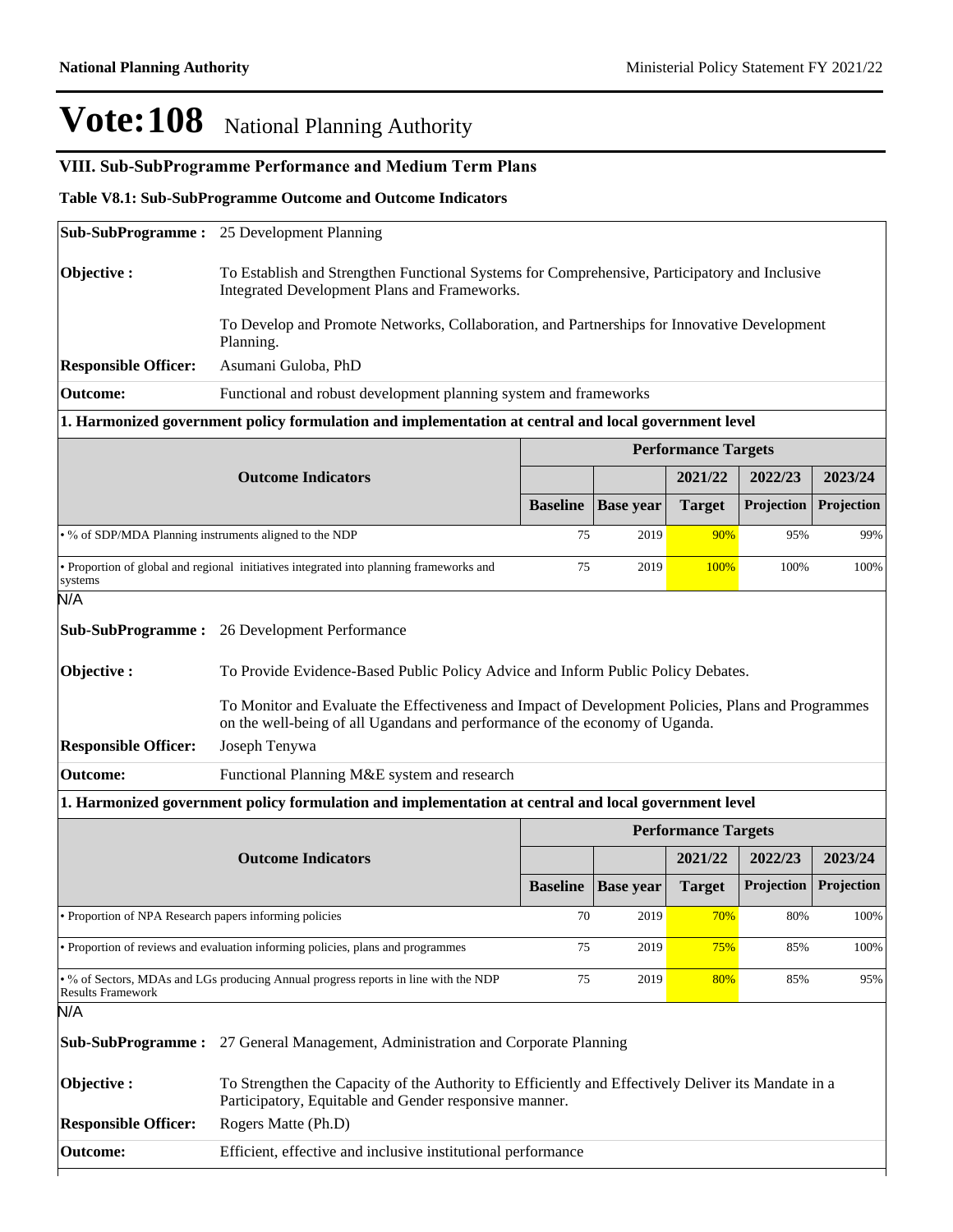# Vote:108 National Planning Authority

## VIII. Sub-SubProgramme Performance and Medium Term Plans

### Table V8.1: Sub-SubProgramme Outcome and Outcome Indicators

| | |
|---|---|
| **Sub-SubProgramme :** | 25 Development Planning |
| **Objective :** | To Establish and Strengthen Functional Systems for Comprehensive, Participatory and Inclusive Integrated Development Plans and Frameworks. |
| | To Develop and Promote Networks, Collaboration, and Partnerships for Innovative Development Planning. |
| **Responsible Officer:** | Asumani Guloba, PhD |
| **Outcome:** | Functional and robust development planning system and frameworks |

**1. Harmonized government policy formulation and implementation at central and local government level**

| Outcome Indicators | Performance Targets | | | | |
|---|---|---|---|---|---|
| | | | 2021/22 | 2022/23 | 2023/24 |
| | Baseline | Base year | Target | Projection | Projection |
| • % of SDP/MDA Planning instruments aligned to the NDP | 75 | 2019 | 90% | 95% | 99% |
| • Proportion of global and regional initiatives integrated into planning frameworks and systems | 75 | 2019 | 100% | 100% | 100% |

N/A

| | |
|---|---|
| **Sub-SubProgramme :** | 26 Development Performance |
| **Objective :** | To Provide Evidence-Based Public Policy Advice and Inform Public Policy Debates. |
| | To Monitor and Evaluate the Effectiveness and Impact of Development Policies, Plans and Programmes on the well-being of all Ugandans and performance of the economy of Uganda. |
| **Responsible Officer:** | Joseph Tenywa |
| **Outcome:** | Functional Planning M&E system and research |

**1. Harmonized government policy formulation and implementation at central and local government level**

| Outcome Indicators | Performance Targets | | | | |
|---|---|---|---|---|---|
| | | | 2021/22 | 2022/23 | 2023/24 |
| | Baseline | Base year | Target | Projection | Projection |
| • Proportion of NPA Research papers informing policies | 70 | 2019 | 70% | 80% | 100% |
| • Proportion of reviews and evaluation informing policies, plans and programmes | 75 | 2019 | 75% | 85% | 100% |
| • % of Sectors, MDAs and LGs producing Annual progress reports in line with the NDP Results Framework | 75 | 2019 | 80% | 85% | 95% |

N/A

| | |
|---|---|
| **Sub-SubProgramme :** | 27 General Management, Administration and Corporate Planning |
| **Objective :** | To Strengthen the Capacity of the Authority to Efficiently and Effectively Deliver its Mandate in a Participatory, Equitable and Gender responsive manner. |
| **Responsible Officer:** | Rogers Matte (Ph.D) |
| **Outcome:** | Efficient, effective and inclusive institutional performance |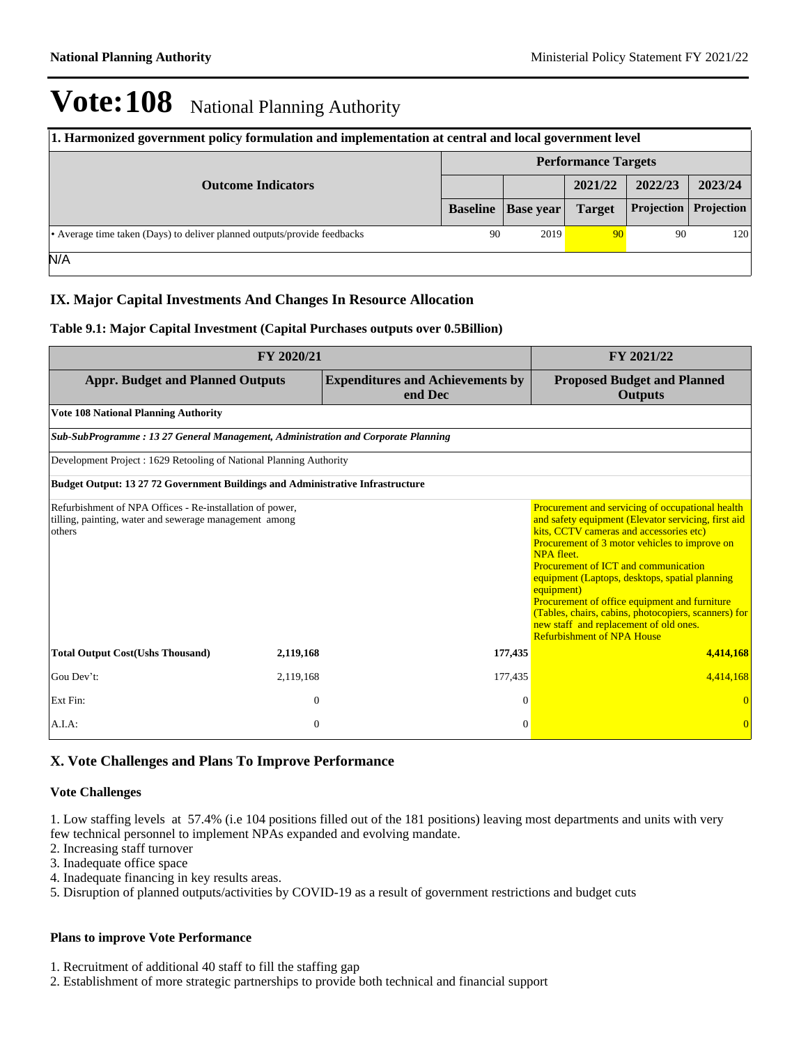# Vote:108 National Planning Authority

| 1. Harmonized government policy formulation and implementation at central and local government level | | | | | |
|---|---|---|---|---|---|
| **Outcome Indicators** | **Performance Targets** | | | | |
| | | | **2021/22** | **2022/23** | **2023/24** |
| | **Baseline** | **Base year** | **Target** | **Projection** | **Projection** |
| • Average time taken (Days) to deliver planned outputs/provide feedbacks | 90 | 2019 | 90 | 90 | 120 |
| N/A | | | | | |

## IX. Major Capital Investments And Changes In Resource Allocation

### Table 9.1: Major Capital Investment (Capital Purchases outputs over 0.5Billion)

| FY 2020/21 | | | | FY 2021/22 |
|---|---|---|---|---|
| **Appr. Budget and Planned Outputs** | | **Expenditures and Achievements by end Dec** | | **Proposed Budget and Planned Outputs** |
| **Vote 108 National Planning Authority** | | | | |
| ***Sub-SubProgramme : 13 27 General Management, Administration and Corporate Planning*** | | | | |
| Development Project : 1629 Retooling of National Planning Authority | | | | |
| **Budget Output: 13 27 72 Government Buildings and Administrative Infrastructure** | | | | |
| Refurbishment of NPA Offices - Re-installation of power, tilling, painting, water and sewerage management among others | | | | Procurement and servicing of occupational health and safety equipment (Elevator servicing, first aid kits, CCTV cameras and accessories etc) Procurement of 3 motor vehicles to improve on NPA fleet. Procurement of ICT and communication equipment (Laptops, desktops, spatial planning equipment) Procurement of office equipment and furniture (Tables, chairs, cabins, photocopiers, scanners) for new staff and replacement of old ones. Refurbishment of NPA House |
| **Total Output Cost(Ushs Thousand)** | **2,119,168** | | **177,435** | **4,414,168** |
| Gou Dev't: | 2,119,168 | | 177,435 | 4,414,168 |
| Ext Fin: | 0 | | 0 | 0 |
| A.I.A: | 0 | | 0 | 0 |

## X. Vote Challenges and Plans To Improve Performance

### Vote Challenges

1. Low staffing levels at 57.4% (i.e 104 positions filled out of the 181 positions) leaving most departments and units with very few technical personnel to implement NPAs expanded and evolving mandate.
2. Increasing staff turnover
3. Inadequate office space
4. Inadequate financing in key results areas.
5. Disruption of planned outputs/activities by COVID-19 as a result of government restrictions and budget cuts

### Plans to improve Vote Performance

1. Recruitment of additional 40 staff to fill the staffing gap
2. Establishment of more strategic partnerships to provide both technical and financial support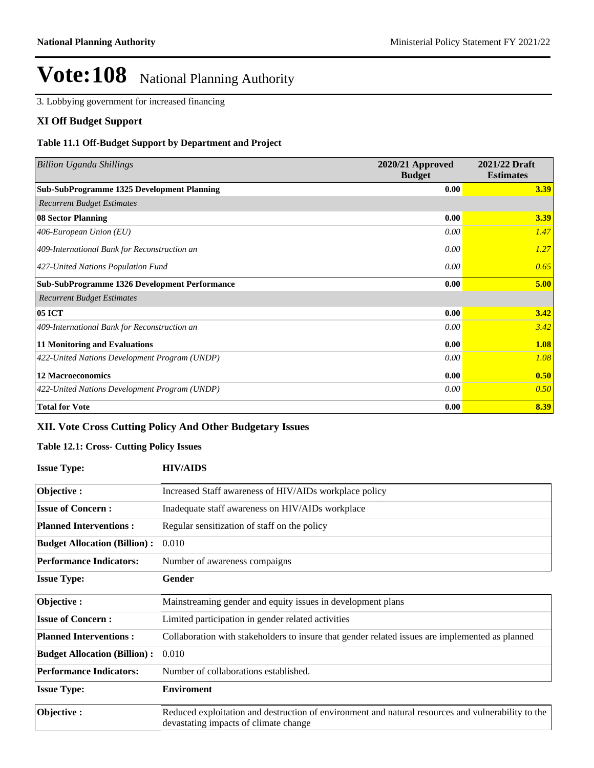# Vote:108 National Planning Authority

3. Lobbying government for increased financing

## XI Off Budget Support

### Table 11.1 Off-Budget Support by Department and Project

| *Billion Uganda Shillings* | 2020/21 Approved Budget | 2021/22 Draft Estimates |
|---|---|---|
| **Sub-SubProgramme 1325 Development Planning** | **0.00** | **3.39** |
| *Recurrent Budget Estimates* | | |
| **08 Sector Planning** | **0.00** | **3.39** |
| *406-European Union (EU)* | *0.00* | *1.47* |
| *409-International Bank for Reconstruction an* | *0.00* | *1.27* |
| *427-United Nations Population Fund* | *0.00* | *0.65* |
| **Sub-SubProgramme 1326 Development Performance** | **0.00** | **5.00** |
| *Recurrent Budget Estimates* | | |
| **05 ICT** | **0.00** | **3.42** |
| *409-International Bank for Reconstruction an* | *0.00* | *3.42* |
| **11 Monitoring and Evaluations** | **0.00** | **1.08** |
| *422-United Nations Development Program (UNDP)* | *0.00* | *1.08* |
| **12 Macroeconomics** | **0.00** | **0.50** |
| *422-United Nations Development Program (UNDP)* | *0.00* | *0.50* |
| **Total for Vote** | **0.00** | **8.39** |

## XII. Vote Cross Cutting Policy And Other Budgetary Issues

### Table 12.1: Cross- Cutting Policy Issues

**Issue Type:** **HIV/AIDS**

| | |
|---|---|
| **Objective :** | Increased Staff awareness of HIV/AIDs workplace policy |
| **Issue of Concern :** | Inadequate staff awareness on HIV/AIDs workplace |
| **Planned Interventions :** | Regular sensitization of staff on the policy |
| **Budget Allocation (Billion) :** | 0.010 |
| **Performance Indicators:** | Number of awareness compaigns |

**Issue Type:** **Gender**

| | |
|---|---|
| **Objective :** | Mainstreaming gender and equity issues in development plans |
| **Issue of Concern :** | Limited participation in gender related activities |
| **Planned Interventions :** | Collaboration with stakeholders to insure that gender related issues are implemented as planned |
| **Budget Allocation (Billion) :** | 0.010 |
| **Performance Indicators:** | Number of collaborations established. |

**Issue Type:** **Enviroment**

| | |
|---|---|
| **Objective :** | Reduced exploitation and destruction of environment and natural resources and vulnerability to the devastating impacts of climate change |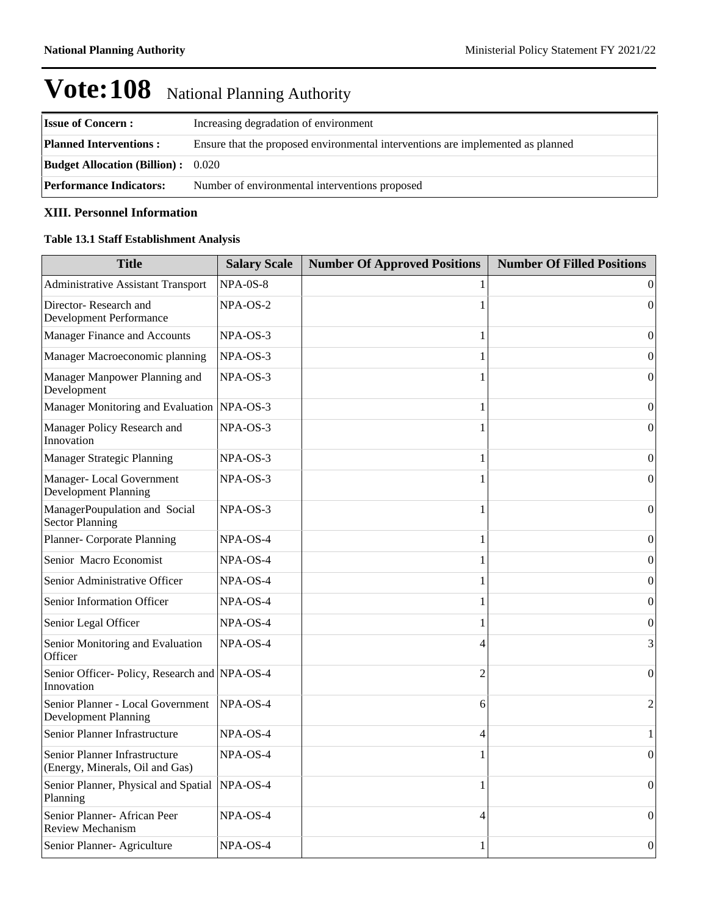# Vote:108 National Planning Authority

| | |
|---|---|
| **Issue of Concern :** | Increasing degradation of environment |
| **Planned Interventions :** | Ensure that the proposed environmental interventions are implemented as planned |
| **Budget Allocation (Billion) :** | 0.020 |
| **Performance Indicators:** | Number of environmental interventions proposed |

### XIII. Personnel Information

#### Table 13.1 Staff Establishment Analysis

| Title | Salary Scale | Number Of Approved Positions | Number Of Filled Positions |
|---|---|---|---|
| Administrative Assistant Transport | NPA-0S-8 | 1 | 0 |
| Director- Research and Development Performance | NPA-OS-2 | 1 | 0 |
| Manager Finance and Accounts | NPA-OS-3 | 1 | 0 |
| Manager Macroeconomic planning | NPA-OS-3 | 1 | 0 |
| Manager Manpower Planning and Development | NPA-OS-3 | 1 | 0 |
| Manager Monitoring and Evaluation | NPA-OS-3 | 1 | 0 |
| Manager Policy Research and Innovation | NPA-OS-3 | 1 | 0 |
| Manager Strategic Planning | NPA-OS-3 | 1 | 0 |
| Manager- Local Government Development Planning | NPA-OS-3 | 1 | 0 |
| ManagerPoupulation and Social Sector Planning | NPA-OS-3 | 1 | 0 |
| Planner- Corporate Planning | NPA-OS-4 | 1 | 0 |
| Senior Macro Economist | NPA-OS-4 | 1 | 0 |
| Senior Administrative Officer | NPA-OS-4 | 1 | 0 |
| Senior Information Officer | NPA-OS-4 | 1 | 0 |
| Senior Legal Officer | NPA-OS-4 | 1 | 0 |
| Senior Monitoring and Evaluation Officer | NPA-OS-4 | 4 | 3 |
| Senior Officer- Policy, Research and Innovation | NPA-OS-4 | 2 | 0 |
| Senior Planner - Local Government Development Planning | NPA-OS-4 | 6 | 2 |
| Senior Planner Infrastructure | NPA-OS-4 | 4 | 1 |
| Senior Planner Infrastructure (Energy, Minerals, Oil and Gas) | NPA-OS-4 | 1 | 0 |
| Senior Planner, Physical and Spatial Planning | NPA-OS-4 | 1 | 0 |
| Senior Planner- African Peer Review Mechanism | NPA-OS-4 | 4 | 0 |
| Senior Planner- Agriculture | NPA-OS-4 | 1 | 0 |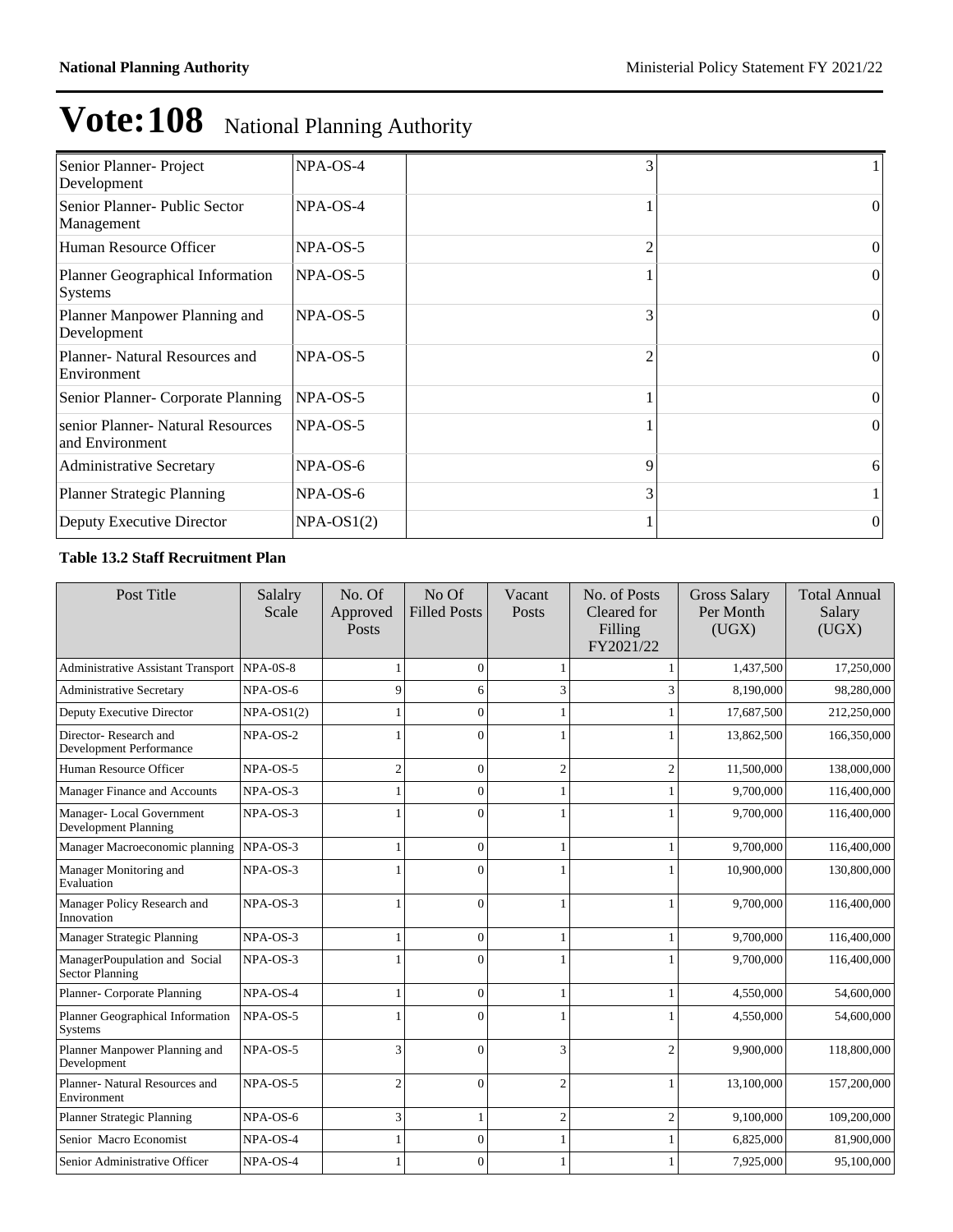# Vote:108 National Planning Authority

| | | | |
|---|---|---|---|
| Senior Planner- Project Development | NPA-OS-4 | 3 | 1 |
| Senior Planner- Public Sector Management | NPA-OS-4 | 1 | 0 |
| Human Resource Officer | NPA-OS-5 | 2 | 0 |
| Planner Geographical Information Systems | NPA-OS-5 | 1 | 0 |
| Planner Manpower Planning and Development | NPA-OS-5 | 3 | 0 |
| Planner- Natural Resources and Environment | NPA-OS-5 | 2 | 0 |
| Senior Planner- Corporate Planning | NPA-OS-5 | 1 | 0 |
| senior Planner- Natural Resources and Environment | NPA-OS-5 | 1 | 0 |
| Administrative Secretary | NPA-OS-6 | 9 | 6 |
| Planner Strategic Planning | NPA-OS-6 | 3 | 1 |
| Deputy Executive Director | NPA-OS1(2) | 1 | 0 |

**Table 13.2 Staff Recruitment Plan**

| Post Title | Salalry Scale | No. Of Approved Posts | No Of Filled Posts | Vacant Posts | No. of Posts Cleared for Filling FY2021/22 | Gross Salary Per Month (UGX) | Total Annual Salary (UGX) |
|---|---|---|---|---|---|---|---|
| Administrative Assistant Transport | NPA-0S-8 | 1 | 0 | 1 | 1 | 1,437,500 | 17,250,000 |
| Administrative Secretary | NPA-OS-6 | 9 | 6 | 3 | 3 | 8,190,000 | 98,280,000 |
| Deputy Executive Director | NPA-OS1(2) | 1 | 0 | 1 | 1 | 17,687,500 | 212,250,000 |
| Director- Research and Development Performance | NPA-OS-2 | 1 | 0 | 1 | 1 | 13,862,500 | 166,350,000 |
| Human Resource Officer | NPA-OS-5 | 2 | 0 | 2 | 2 | 11,500,000 | 138,000,000 |
| Manager Finance and Accounts | NPA-OS-3 | 1 | 0 | 1 | 1 | 9,700,000 | 116,400,000 |
| Manager- Local Government Development Planning | NPA-OS-3 | 1 | 0 | 1 | 1 | 9,700,000 | 116,400,000 |
| Manager Macroeconomic planning | NPA-OS-3 | 1 | 0 | 1 | 1 | 9,700,000 | 116,400,000 |
| Manager Monitoring and Evaluation | NPA-OS-3 | 1 | 0 | 1 | 1 | 10,900,000 | 130,800,000 |
| Manager Policy Research and Innovation | NPA-OS-3 | 1 | 0 | 1 | 1 | 9,700,000 | 116,400,000 |
| Manager Strategic Planning | NPA-OS-3 | 1 | 0 | 1 | 1 | 9,700,000 | 116,400,000 |
| ManagerPoupulation and Social Sector Planning | NPA-OS-3 | 1 | 0 | 1 | 1 | 9,700,000 | 116,400,000 |
| Planner- Corporate Planning | NPA-OS-4 | 1 | 0 | 1 | 1 | 4,550,000 | 54,600,000 |
| Planner Geographical Information Systems | NPA-OS-5 | 1 | 0 | 1 | 1 | 4,550,000 | 54,600,000 |
| Planner Manpower Planning and Development | NPA-OS-5 | 3 | 0 | 3 | 2 | 9,900,000 | 118,800,000 |
| Planner- Natural Resources and Environment | NPA-OS-5 | 2 | 0 | 2 | 1 | 13,100,000 | 157,200,000 |
| Planner Strategic Planning | NPA-OS-6 | 3 | 1 | 2 | 2 | 9,100,000 | 109,200,000 |
| Senior Macro Economist | NPA-OS-4 | 1 | 0 | 1 | 1 | 6,825,000 | 81,900,000 |
| Senior Administrative Officer | NPA-OS-4 | 1 | 0 | 1 | 1 | 7,925,000 | 95,100,000 |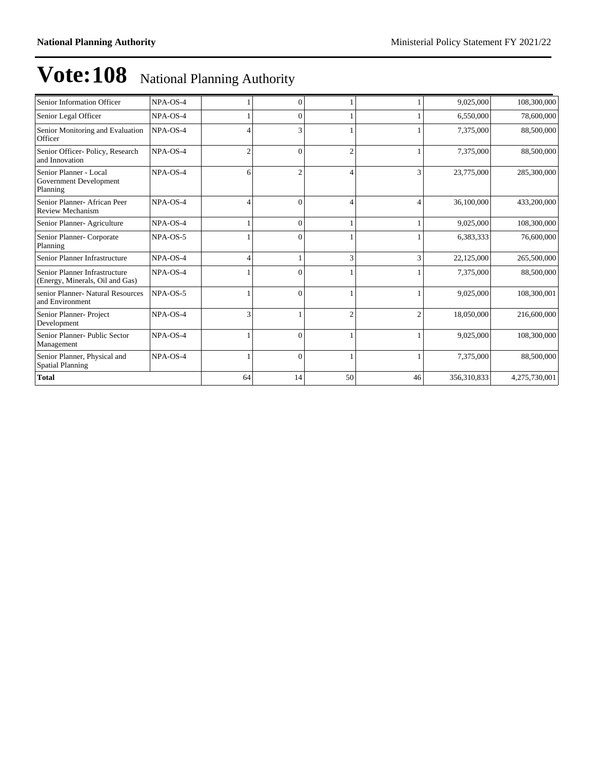# Vote:108 National Planning Authority

| | | | | | | | |
|---|---|---|---|---|---|---|---|
| Senior Information Officer | NPA-OS-4 | 1 | 0 | 1 | 1 | 9,025,000 | 108,300,000 |
| Senior Legal Officer | NPA-OS-4 | 1 | 0 | 1 | 1 | 6,550,000 | 78,600,000 |
| Senior Monitoring and Evaluation Officer | NPA-OS-4 | 4 | 3 | 1 | 1 | 7,375,000 | 88,500,000 |
| Senior Officer- Policy, Research and Innovation | NPA-OS-4 | 2 | 0 | 2 | 1 | 7,375,000 | 88,500,000 |
| Senior Planner - Local Government Development Planning | NPA-OS-4 | 6 | 2 | 4 | 3 | 23,775,000 | 285,300,000 |
| Senior Planner- African Peer Review Mechanism | NPA-OS-4 | 4 | 0 | 4 | 4 | 36,100,000 | 433,200,000 |
| Senior Planner- Agriculture | NPA-OS-4 | 1 | 0 | 1 | 1 | 9,025,000 | 108,300,000 |
| Senior Planner- Corporate Planning | NPA-OS-5 | 1 | 0 | 1 | 1 | 6,383,333 | 76,600,000 |
| Senior Planner Infrastructure | NPA-OS-4 | 4 | 1 | 3 | 3 | 22,125,000 | 265,500,000 |
| Senior Planner Infrastructure (Energy, Minerals, Oil and Gas) | NPA-OS-4 | 1 | 0 | 1 | 1 | 7,375,000 | 88,500,000 |
| senior Planner- Natural Resources and Environment | NPA-OS-5 | 1 | 0 | 1 | 1 | 9,025,000 | 108,300,001 |
| Senior Planner- Project Development | NPA-OS-4 | 3 | 1 | 2 | 2 | 18,050,000 | 216,600,000 |
| Senior Planner- Public Sector Management | NPA-OS-4 | 1 | 0 | 1 | 1 | 9,025,000 | 108,300,000 |
| Senior Planner, Physical and Spatial Planning | NPA-OS-4 | 1 | 0 | 1 | 1 | 7,375,000 | 88,500,000 |
| **Total** | | 64 | 14 | 50 | 46 | 356,310,833 | 4,275,730,001 |